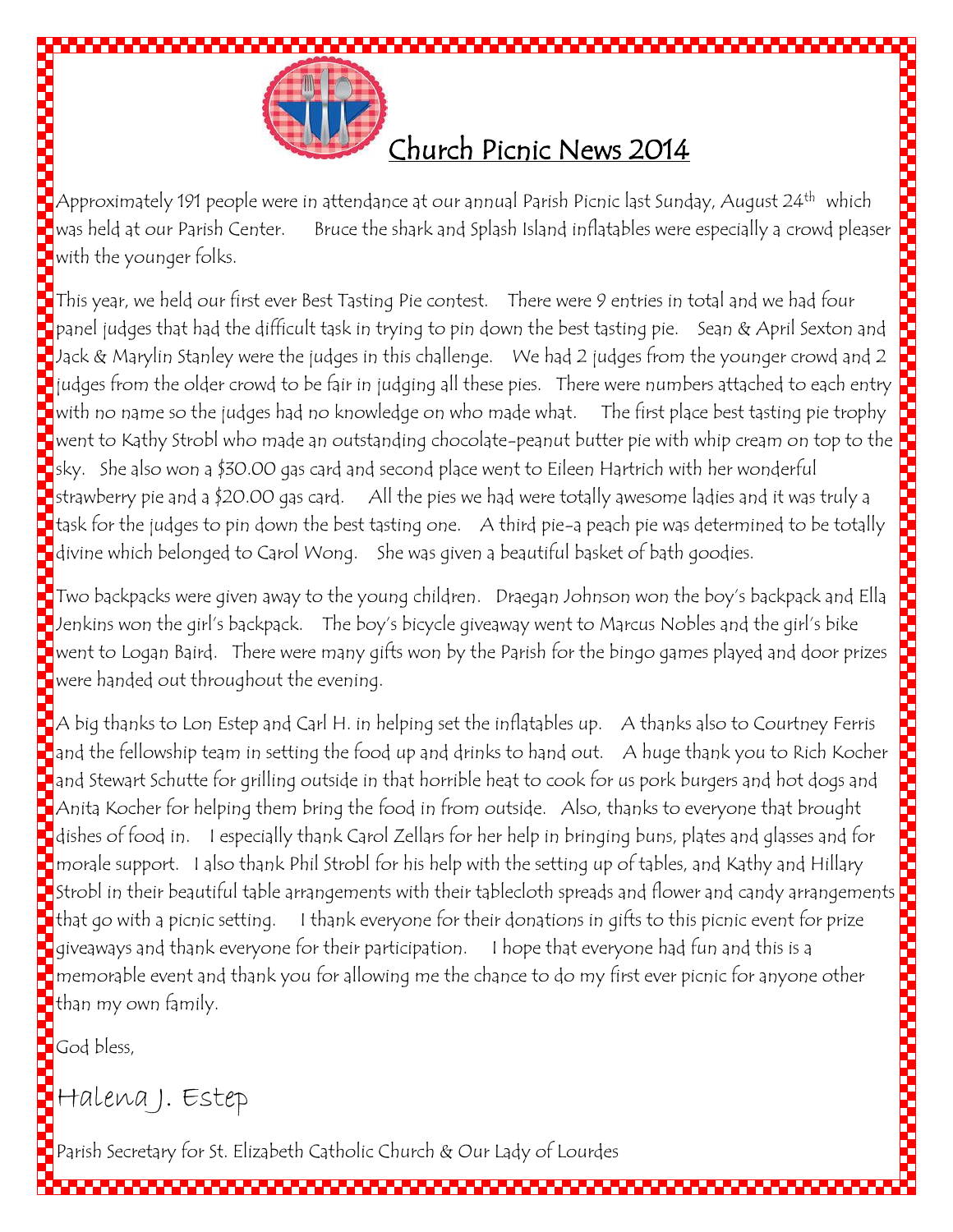# Church Picnic News 2014

Approximately 191 people were in attendance at our annual Parish Picnic last Sunday, August 24th which was held at our Parish Center. Bruce the shark and Splash Island inflatables were especially a crowd pleaser with the younger folks.

This year, we held our first ever Best Tasting Pie contest. There were 9 entries in total and we had four panel judges that had the difficult task in trying to pin down the best tasting pie. Sean & April Sexton and Jack & Marylin Stanley were the judges in this challenge. We had 2 judges from the younger crowd and 2 judges from the older crowd to be fair in judging all these pies. There were numbers attached to each entry with no name so the judges had no knowledge on who made what. The first place best tasting pie trophy went to Kathy Strobl who made an outstanding chocolate-peanut butter pie with whip cream on top to the sky. She also won a $30.00 gas card and second place went to Eileen Hartrich with her wonderful strawberry pie and a $20.00 gas card. All the pies we had were totally awesome ladies and it was truly a task for the judges to pin down the best tasting one. A third pie-a peach pie was determined to be totally divine which belonged to Carol Wong. She was given a beautiful basket of bath goodies.

Two backpacks were given away to the young children. Draegan Johnson won the boy's backpack and Ella Jenkins won the girl's backpack. The boy's bicycle giveaway went to Marcus Nobles and the girl's bike went to Logan Baird. There were many gifts won by the Parish for the bingo games played and door prizes were handed out throughout the evening.

A big thanks to Lon Estep and Carl H. in helping set the inflatables up. A thanks also to Courtney Ferris and the fellowship team in setting the food up and drinks to hand out. A huge thank you to Rich Kocher and Stewart Schutte for grilling outside in that horrible heat to cook for us pork burgers and hot dogs and Anita Kocher for helping them bring the food in from outside. Also, thanks to everyone that brought dishes of food in. I especially thank Carol Zellars for her help in bringing buns, plates and glasses and for morale support. I also thank Phil Strobl for his help with the setting up of tables, and Kathy and Hillary Strobl in their beautiful table arrangements with their tablecloth spreads and flower and candy arrangements that go with a picnic setting. I thank everyone for their donations in gifts to this picnic event for prize giveaways and thank everyone for their participation. I hope that everyone had fun and this is a memorable event and thank you for allowing me the chance to do my first ever picnic for anyone other than my own family.

God bless,

Halena J. Estep

Parish Secretary for St. Elizabeth Catholic Church & Our Lady of Lourdes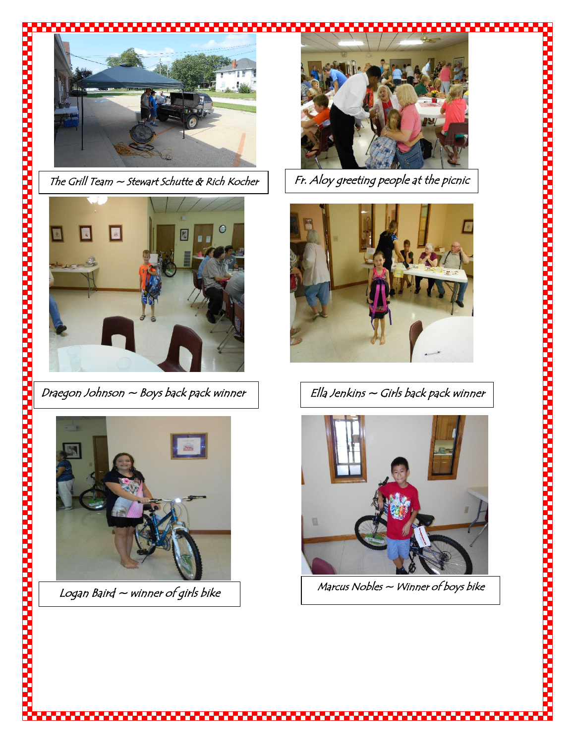The Grill Team ~ Stewart Schutte & Rich Kocher

Fr. Aloy greeting people at the picnic

Draegon Johnson ~ Boys back pack winner

Ella Jenkins ~ Girls back pack winner

Logan Baird ~ winner of girls bike

Marcus Nobles ~ Winner of boys bike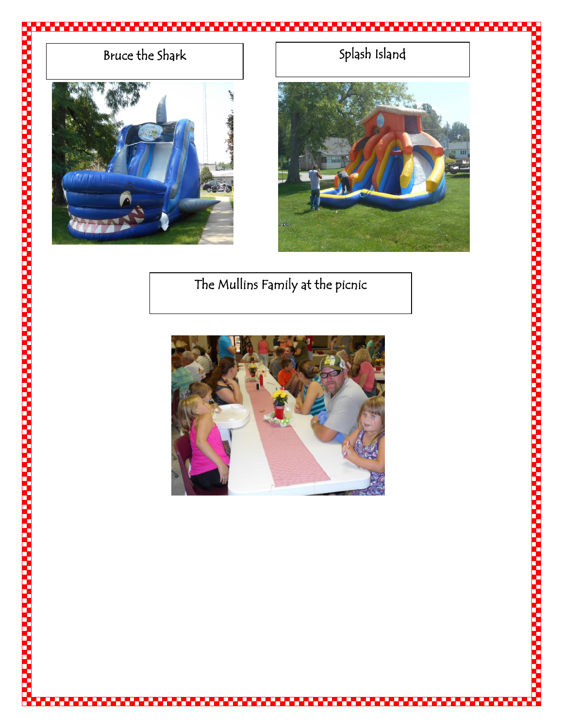Bruce the Shark

Splash Island

The Mullins Family at the picnic